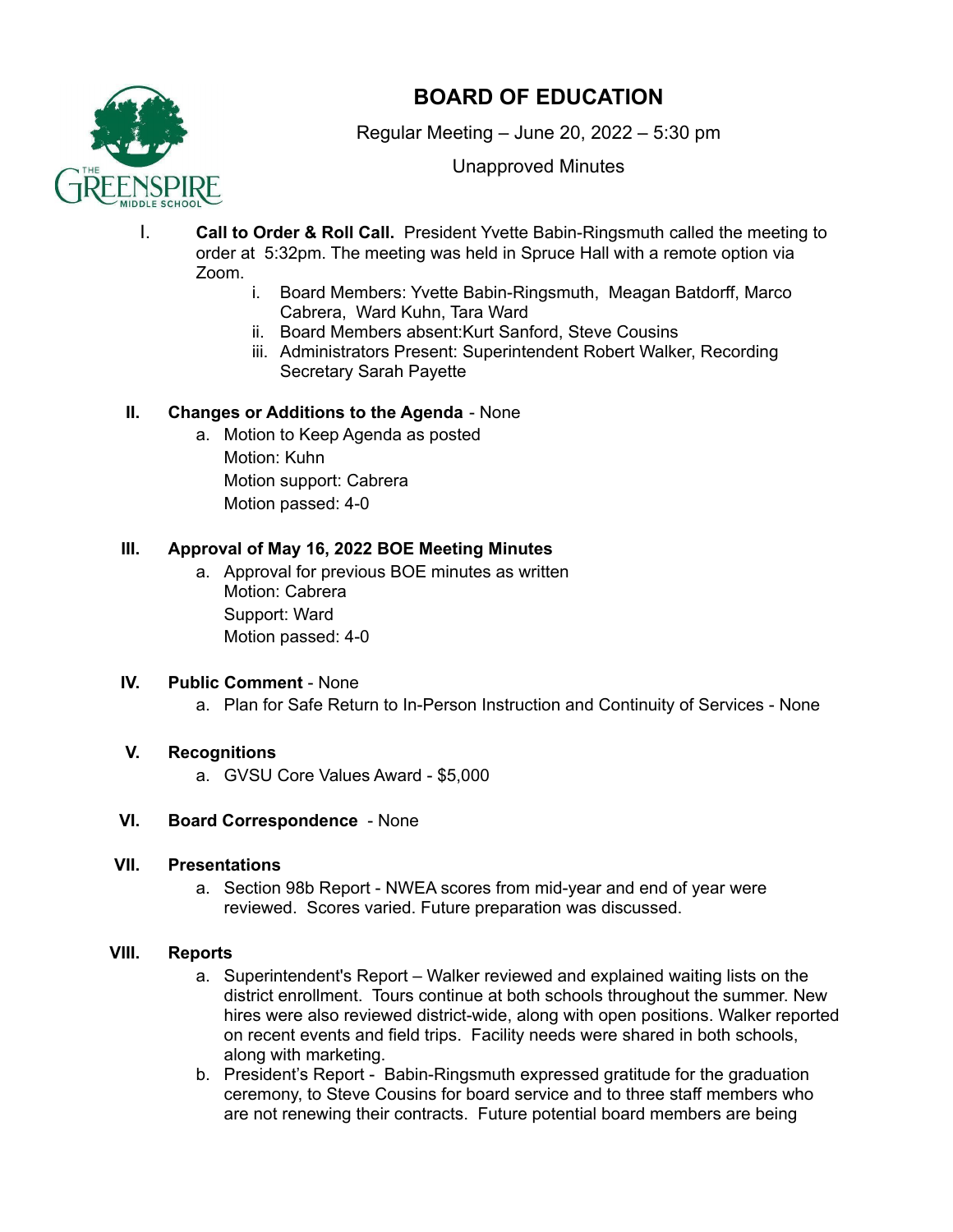# BOARD OF EDUCATION

Regular Meeting – June 20, 2022 – 5:30 pm

Unapproved Minutes

I. **Call to Order & Roll Call.** President Yvette Babin-Ringsmuth called the meeting to order at 5:32pm. The meeting was held in Spruce Hall with a remote option via Zoom.
   i. Board Members: Yvette Babin-Ringsmuth, Meagan Batdorff, Marco Cabrera, Ward Kuhn, Tara Ward
   ii. Board Members absent:Kurt Sanford, Steve Cousins
   iii. Administrators Present: Superintendent Robert Walker, Recording Secretary Sarah Payette

II. **Changes or Additions to the Agenda** - None
   a. Motion to Keep Agenda as posted
      Motion: Kuhn
      Motion support: Cabrera
      Motion passed: 4-0

III. **Approval of May 16, 2022 BOE Meeting Minutes**
   a. Approval for previous BOE minutes as written
      Motion: Cabrera
      Support: Ward
      Motion passed: 4-0

IV. **Public Comment** - None
   a. Plan for Safe Return to In-Person Instruction and Continuity of Services - None

V. **Recognitions**
   a. GVSU Core Values Award - $5,000

VI. **Board Correspondence** - None

VII. **Presentations**
   a. Section 98b Report - NWEA scores from mid-year and end of year were reviewed. Scores varied. Future preparation was discussed.

VIII. **Reports**
   a. Superintendent's Report – Walker reviewed and explained waiting lists on the district enrollment. Tours continue at both schools throughout the summer. New hires were also reviewed district-wide, along with open positions. Walker reported on recent events and field trips. Facility needs were shared in both schools, along with marketing.
   b. President's Report - Babin-Ringsmuth expressed gratitude for the graduation ceremony, to Steve Cousins for board service and to three staff members who are not renewing their contracts. Future potential board members are being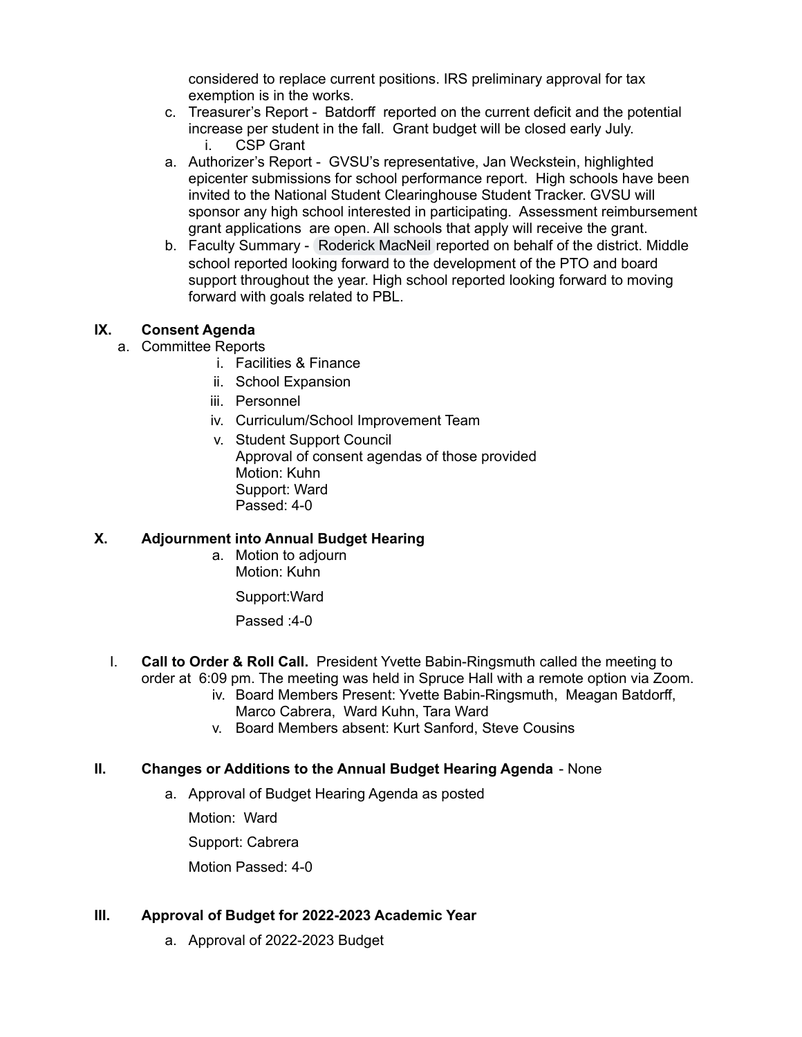considered to replace current positions. IRS preliminary approval for tax exemption is in the works.

c. Treasurer's Report - Batdorff reported on the current deficit and the potential increase per student in the fall. Grant budget will be closed early July.
   i. CSP Grant

a. Authorizer's Report - GVSU's representative, Jan Weckstein, highlighted epicenter submissions for school performance report. High schools have been invited to the National Student Clearinghouse Student Tracker. GVSU will sponsor any high school interested in participating. Assessment reimbursement grant applications are open. All schools that apply will receive the grant.

b. Faculty Summary - Roderick MacNeil reported on behalf of the district. Middle school reported looking forward to the development of the PTO and board support throughout the year. High school reported looking forward to moving forward with goals related to PBL.

## IX. Consent Agenda

a. Committee Reports
   i. Facilities & Finance
   ii. School Expansion
   iii. Personnel
   iv. Curriculum/School Improvement Team
   v. Student Support Council
      Approval of consent agendas of those provided
      Motion: Kuhn
      Support: Ward
      Passed: 4-0

## X. Adjournment into Annual Budget Hearing

a. Motion to adjourn
   Motion: Kuhn

   Support:Ward

   Passed :4-0

## I. Call to Order & Roll Call.

**Call to Order & Roll Call.** President Yvette Babin-Ringsmuth called the meeting to order at 6:09 pm. The meeting was held in Spruce Hall with a remote option via Zoom.

iv. Board Members Present: Yvette Babin-Ringsmuth, Meagan Batdorff, Marco Cabrera, Ward Kuhn, Tara Ward
v. Board Members absent: Kurt Sanford, Steve Cousins

## II. Changes or Additions to the Annual Budget Hearing Agenda - None

a. Approval of Budget Hearing Agenda as posted

   Motion: Ward

   Support: Cabrera

   Motion Passed: 4-0

## III. Approval of Budget for 2022-2023 Academic Year

a. Approval of 2022-2023 Budget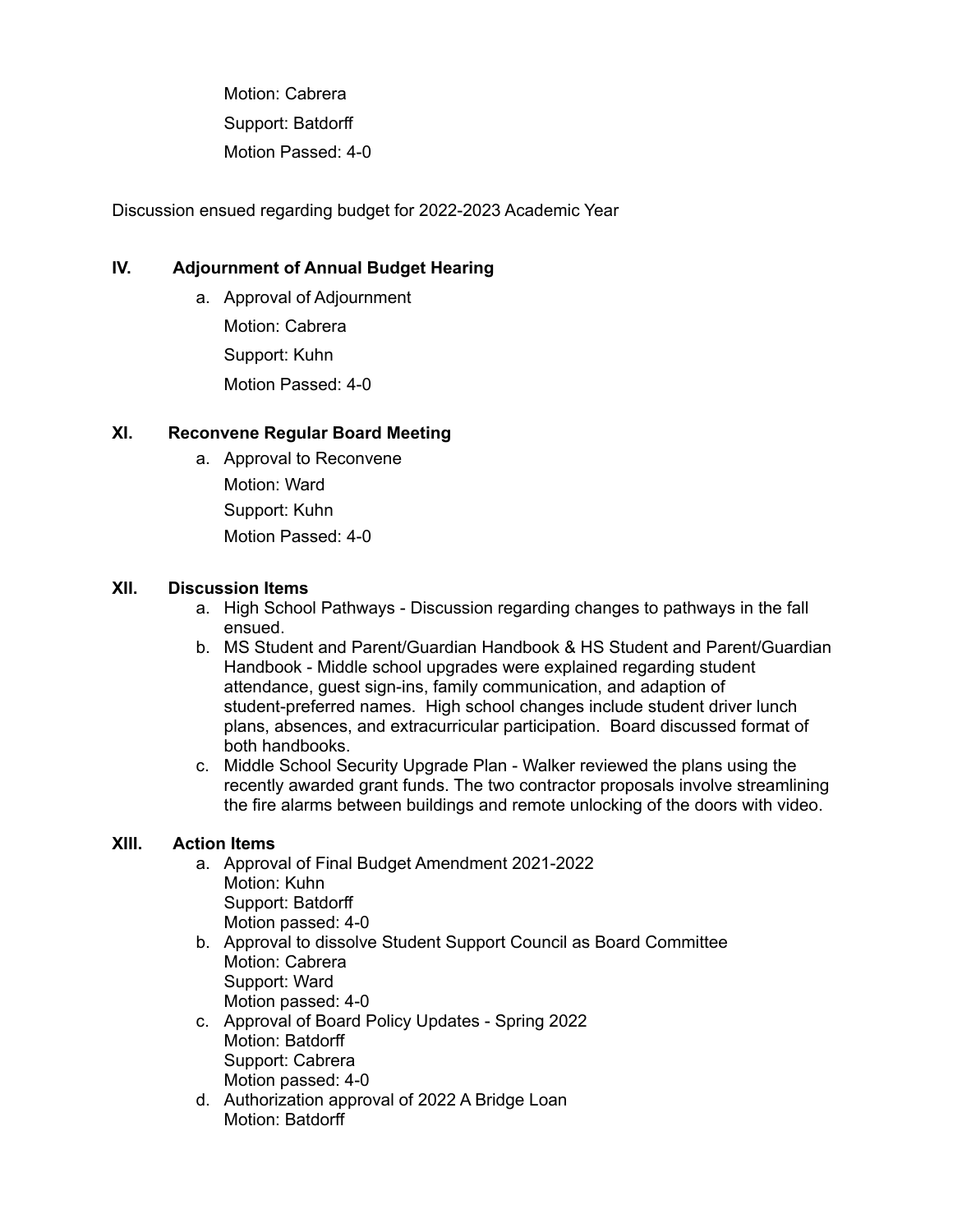Motion: Cabrera

Support: Batdorff

Motion Passed: 4-0

Discussion ensued regarding budget for 2022-2023 Academic Year

## IV. Adjournment of Annual Budget Hearing

a. Approval of Adjournment

   Motion: Cabrera

   Support: Kuhn

   Motion Passed: 4-0

## XI. Reconvene Regular Board Meeting

a. Approval to Reconvene

   Motion: Ward

   Support: Kuhn

   Motion Passed: 4-0

## XII. Discussion Items

a. High School Pathways - Discussion regarding changes to pathways in the fall ensued.
b. MS Student and Parent/Guardian Handbook & HS Student and Parent/Guardian Handbook - Middle school upgrades were explained regarding student attendance, guest sign-ins, family communication, and adaption of student-preferred names. High school changes include student driver lunch plans, absences, and extracurricular participation. Board discussed format of both handbooks.
c. Middle School Security Upgrade Plan - Walker reviewed the plans using the recently awarded grant funds. The two contractor proposals involve streamlining the fire alarms between buildings and remote unlocking of the doors with video.

## XIII. Action Items

a. Approval of Final Budget Amendment 2021-2022
   Motion: Kuhn
   Support: Batdorff
   Motion passed: 4-0
b. Approval to dissolve Student Support Council as Board Committee
   Motion: Cabrera
   Support: Ward
   Motion passed: 4-0
c. Approval of Board Policy Updates - Spring 2022
   Motion: Batdorff
   Support: Cabrera
   Motion passed: 4-0
d. Authorization approval of 2022 A Bridge Loan
   Motion: Batdorff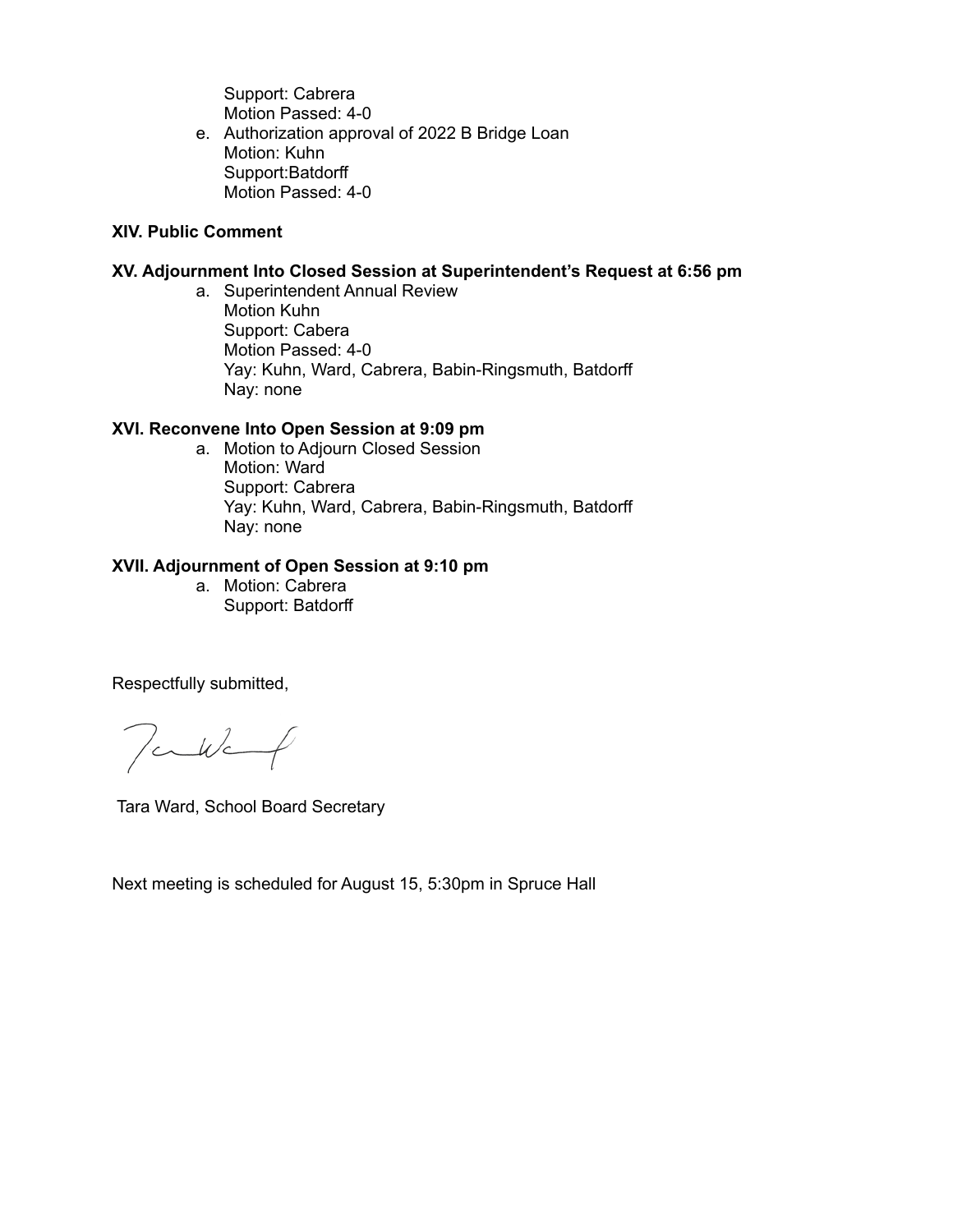Support: Cabrera
Motion Passed: 4-0

e. Authorization approval of 2022 B Bridge Loan
Motion: Kuhn
Support:Batdorff
Motion Passed: 4-0

**XIV. Public Comment**

**XV. Adjournment Into Closed Session at Superintendent's Request at 6:56 pm**

a. Superintendent Annual Review
Motion Kuhn
Support: Cabera
Motion Passed: 4-0
Yay: Kuhn, Ward, Cabrera, Babin-Ringsmuth, Batdorff
Nay: none

**XVI. Reconvene Into Open Session at 9:09 pm**

a. Motion to Adjourn Closed Session
Motion: Ward
Support: Cabrera
Yay: Kuhn, Ward, Cabrera, Babin-Ringsmuth, Batdorff
Nay: none

**XVII. Adjournment of Open Session at 9:10 pm**

a. Motion: Cabrera
Support: Batdorff

Respectfully submitted,

Tara Ward, School Board Secretary

Next meeting is scheduled for August 15, 5:30pm in Spruce Hall